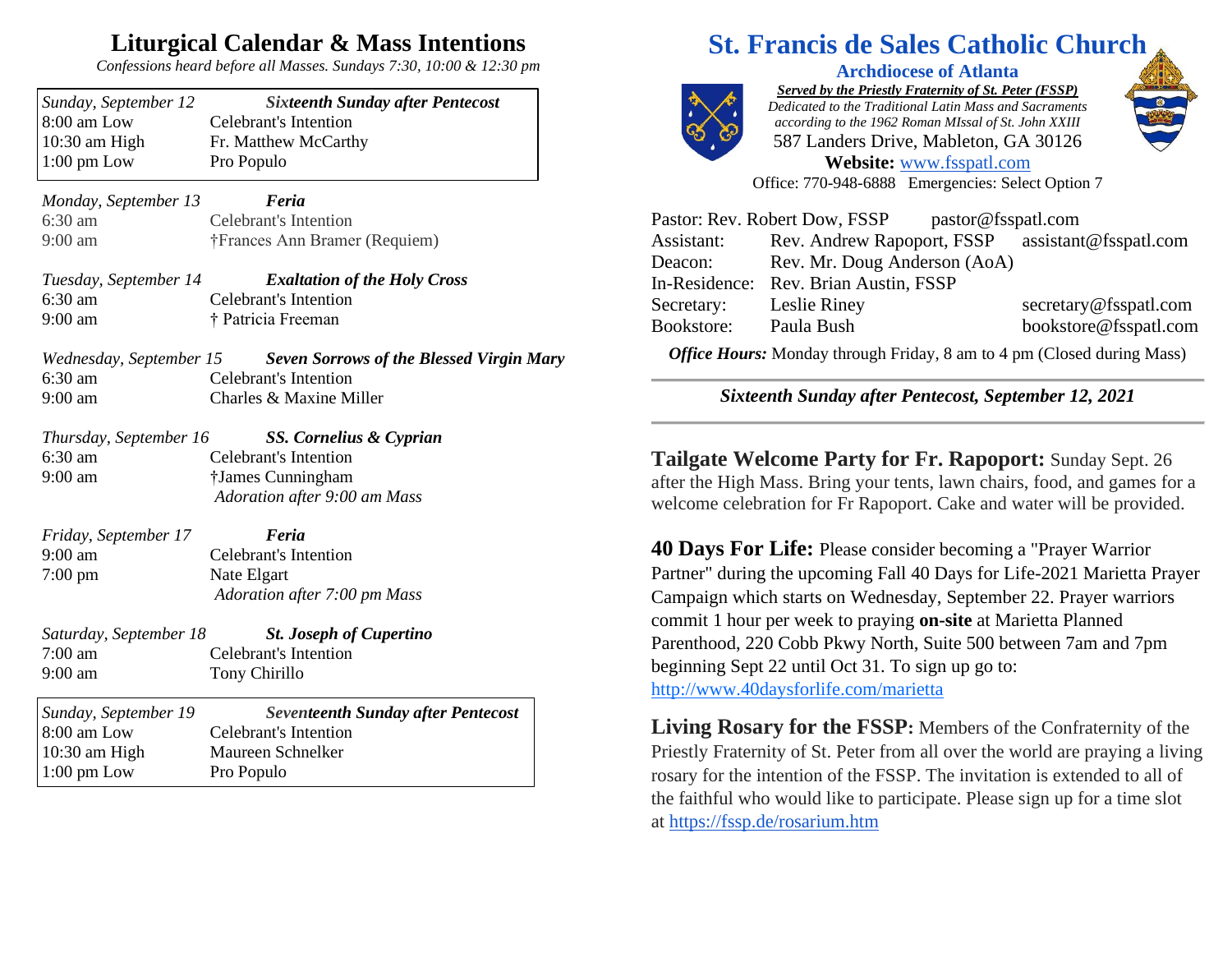# Liturgical Calendar & Mass Intentions

*Confessions heard before all Masses. Sundays 7:30, 10:00 & 12:30 pm*

| *Sunday, September 12* | ***Sixteenth Sunday after Pentecost*** |
|---|---|
| 8:00 am Low | Celebrant's Intention |
| 10:30 am High | Fr. Matthew McCarthy |
| 1:00 pm Low | Pro Populo |

*Monday, September 13* — ***Feria***
- 6:30 am — Celebrant's Intention
- 9:00 am — †Frances Ann Bramer (Requiem)

*Tuesday, September 14* — ***Exaltation of the Holy Cross***
- 6:30 am — Celebrant's Intention
- 9:00 am — † Patricia Freeman

*Wednesday, September 15* — ***Seven Sorrows of the Blessed Virgin Mary***
- 6:30 am — Celebrant's Intention
- 9:00 am — Charles & Maxine Miller

*Thursday, September 16* — ***SS. Cornelius & Cyprian***
- 6:30 am — Celebrant's Intention
- 9:00 am — †James Cunningham

*Adoration after 9:00 am Mass*

*Friday, September 17* — ***Feria***
- 9:00 am — Celebrant's Intention
- 7:00 pm — Nate Elgart

*Adoration after 7:00 pm Mass*

*Saturday, September 18* — ***St. Joseph of Cupertino***
- 7:00 am — Celebrant's Intention
- 9:00 am — Tony Chirillo

| *Sunday, September 19* | ***Seventeenth Sunday after Pentecost*** |
|---|---|
| 8:00 am Low | Celebrant's Intention |
| 10:30 am High | Maureen Schnelker |
| 1:00 pm Low | Pro Populo |

# St. Francis de Sales Catholic Church

## Archdiocese of Atlanta

***Served by the Priestly Fraternity of St. Peter (FSSP)***

*Dedicated to the Traditional Latin Mass and Sacraments according to the 1962 Roman MIssal of St. John XXIII*

587 Landers Drive, Mableton, GA 30126

**Website:** www.fsspatl.com

Office: 770-948-6888 Emergencies: Select Option 7

| | | |
|---|---|---|
| Pastor: | Rev. Robert Dow, FSSP | pastor@fsspatl.com |
| Assistant: | Rev. Andrew Rapoport, FSSP | assistant@fsspatl.com |
| Deacon: | Rev. Mr. Doug Anderson (AoA) | |
| In-Residence: | Rev. Brian Austin, FSSP | |
| Secretary: | Leslie Riney | secretary@fsspatl.com |
| Bookstore: | Paula Bush | bookstore@fsspatl.com |

***Office Hours:*** Monday through Friday, 8 am to 4 pm (Closed during Mass)

***Sixteenth Sunday after Pentecost, September 12, 2021***

**Tailgate Welcome Party for Fr. Rapoport:** Sunday Sept. 26 after the High Mass. Bring your tents, lawn chairs, food, and games for a welcome celebration for Fr Rapoport. Cake and water will be provided.

**40 Days For Life:** Please consider becoming a "Prayer Warrior Partner" during the upcoming Fall 40 Days for Life-2021 Marietta Prayer Campaign which starts on Wednesday, September 22. Prayer warriors commit 1 hour per week to praying **on-site** at Marietta Planned Parenthood, 220 Cobb Pkwy North, Suite 500 between 7am and 7pm beginning Sept 22 until Oct 31. To sign up go to: http://www.40daysforlife.com/marietta

**Living Rosary for the FSSP:** Members of the Confraternity of the Priestly Fraternity of St. Peter from all over the world are praying a living rosary for the intention of the FSSP. The invitation is extended to all of the faithful who would like to participate. Please sign up for a time slot at https://fssp.de/rosarium.htm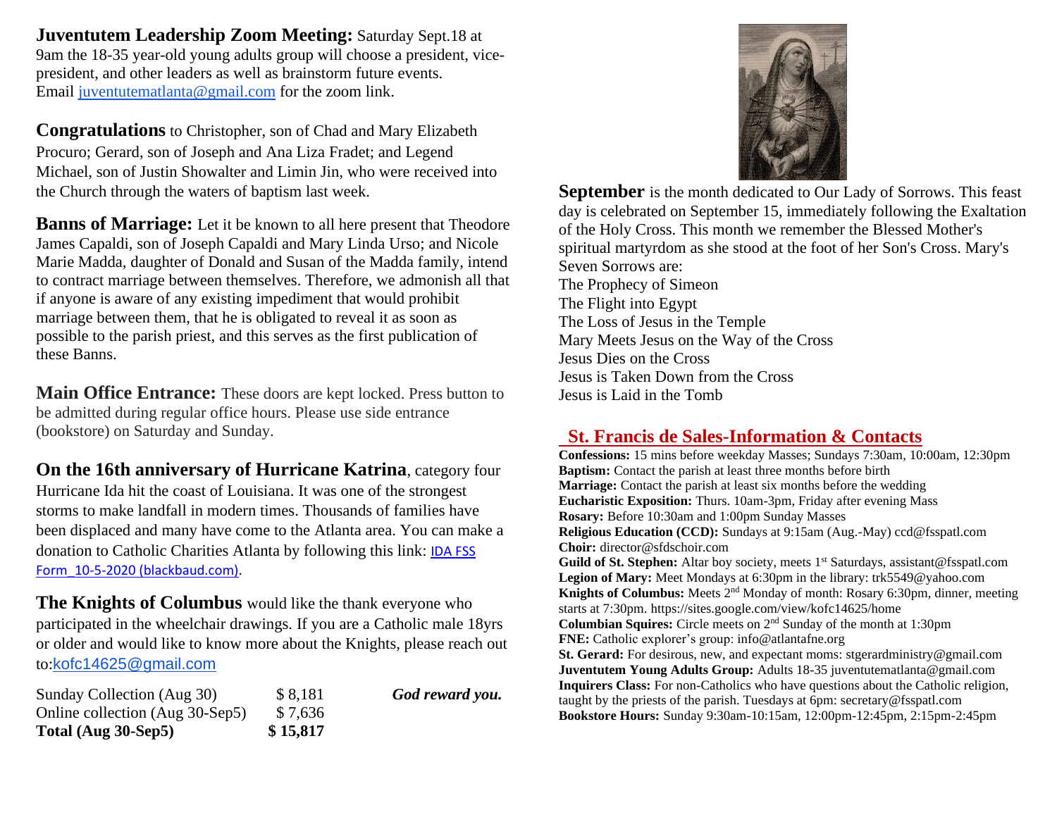**Juventutem Leadership Zoom Meeting:** Saturday Sept.18 at 9am the 18-35 year-old young adults group will choose a president, vice-president, and other leaders as well as brainstorm future events. Email juventutematlanta@gmail.com for the zoom link.

**Congratulations** to Christopher, son of Chad and Mary Elizabeth Procuro; Gerard, son of Joseph and Ana Liza Fradet; and Legend Michael, son of Justin Showalter and Limin Jin, who were received into the Church through the waters of baptism last week.

**Banns of Marriage:** Let it be known to all here present that Theodore James Capaldi, son of Joseph Capaldi and Mary Linda Urso; and Nicole Marie Madda, daughter of Donald and Susan of the Madda family, intend to contract marriage between themselves. Therefore, we admonish all that if anyone is aware of any existing impediment that would prohibit marriage between them, that he is obligated to reveal it as soon as possible to the parish priest, and this serves as the first publication of these Banns.

**Main Office Entrance:** These doors are kept locked. Press button to be admitted during regular office hours. Please use side entrance (bookstore) on Saturday and Sunday.

**On the 16th anniversary of Hurricane Katrina**, category four Hurricane Ida hit the coast of Louisiana. It was one of the strongest storms to make landfall in modern times. Thousands of families have been displaced and many have come to the Atlanta area. You can make a donation to Catholic Charities Atlanta by following this link: IDA FSS Form_10-5-2020 (blackbaud.com).

**The Knights of Columbus** would like the thank everyone who participated in the wheelchair drawings. If you are a Catholic male 18yrs or older and would like to know more about the Knights, please reach out to:kofc14625@gmail.com

| | | |
|---|---|---|
| Sunday Collection (Aug 30) | $ 8,181 | ***God reward you.*** |
| Online collection (Aug 30-Sep5) | $ 7,636 | |
| **Total (Aug 30-Sep5)** | **$ 15,817** | |

**September** is the month dedicated to Our Lady of Sorrows. This feast day is celebrated on September 15, immediately following the Exaltation of the Holy Cross. This month we remember the Blessed Mother's spiritual martyrdom as she stood at the foot of her Son's Cross. Mary's Seven Sorrows are:

The Prophecy of Simeon
The Flight into Egypt
The Loss of Jesus in the Temple
Mary Meets Jesus on the Way of the Cross
Jesus Dies on the Cross
Jesus is Taken Down from the Cross
Jesus is Laid in the Tomb

## St. Francis de Sales-Information & Contacts

**Confessions:** 15 mins before weekday Masses; Sundays 7:30am, 10:00am, 12:30pm
**Baptism:** Contact the parish at least three months before birth
**Marriage:** Contact the parish at least six months before the wedding
**Eucharistic Exposition:** Thurs. 10am-3pm, Friday after evening Mass
**Rosary:** Before 10:30am and 1:00pm Sunday Masses
**Religious Education (CCD):** Sundays at 9:15am (Aug.-May) ccd@fsspatl.com
**Choir:** director@sfdschoir.com
**Guild of St. Stephen:** Altar boy society, meets 1st Saturdays, assistant@fsspatl.com
**Legion of Mary:** Meet Mondays at 6:30pm in the library: trk5549@yahoo.com
**Knights of Columbus:** Meets 2nd Monday of month: Rosary 6:30pm, dinner, meeting starts at 7:30pm. https://sites.google.com/view/kofc14625/home
**Columbian Squires:** Circle meets on 2nd Sunday of the month at 1:30pm
**FNE:** Catholic explorer's group: info@atlantafne.org
**St. Gerard:** For desirous, new, and expectant moms: stgerardministry@gmail.com
**Juventutem Young Adults Group:** Adults 18-35 juventutematlanta@gmail.com
**Inquirers Class:** For non-Catholics who have questions about the Catholic religion, taught by the priests of the parish. Tuesdays at 6pm: secretary@fsspatl.com
**Bookstore Hours:** Sunday 9:30am-10:15am, 12:00pm-12:45pm, 2:15pm-2:45pm